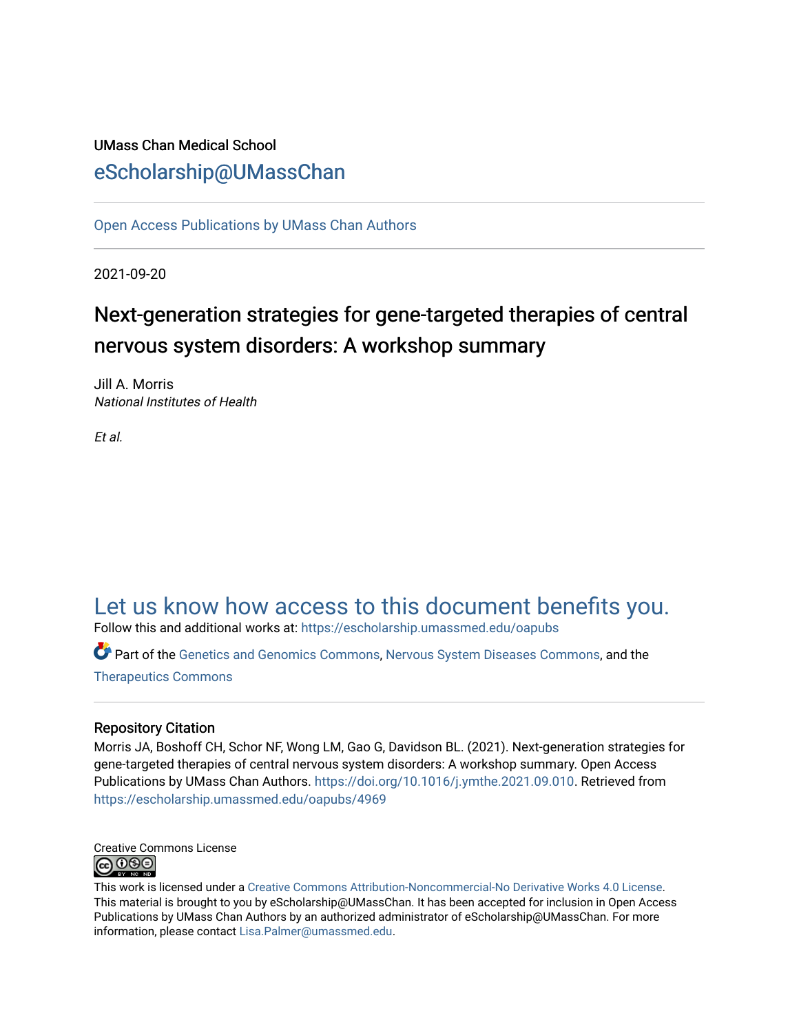UMass Chan Medical School

eScholarship@UMassChan

Open Access Publications by UMass Chan Authors

2021-09-20

# Next-generation strategies for gene-targeted therapies of central nervous system disorders: A workshop summary

Jill A. Morris
*National Institutes of Health*

*Et al.*

Let us know how access to this document benefits you.

Follow this and additional works at: https://escholarship.umassmed.edu/oapubs

Part of the Genetics and Genomics Commons, Nervous System Diseases Commons, and the Therapeutics Commons

## Repository Citation

Morris JA, Boshoff CH, Schor NF, Wong LM, Gao G, Davidson BL. (2021). Next-generation strategies for gene-targeted therapies of central nervous system disorders: A workshop summary. Open Access Publications by UMass Chan Authors. https://doi.org/10.1016/j.ymthe.2021.09.010. Retrieved from https://escholarship.umassmed.edu/oapubs/4969

Creative Commons License

This work is licensed under a Creative Commons Attribution-Noncommercial-No Derivative Works 4.0 License. This material is brought to you by eScholarship@UMassChan. It has been accepted for inclusion in Open Access Publications by UMass Chan Authors by an authorized administrator of eScholarship@UMassChan. For more information, please contact Lisa.Palmer@umassmed.edu.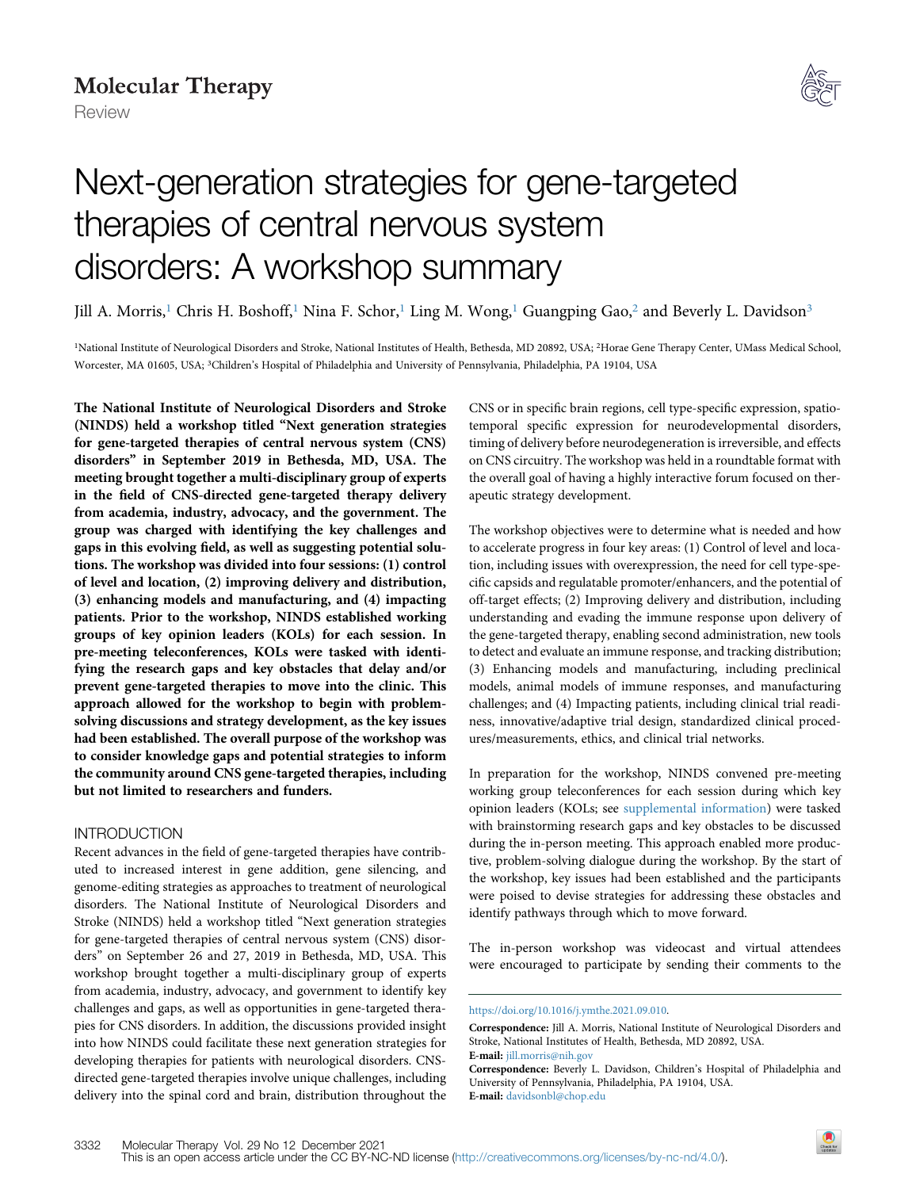Molecular Therapy

Review

# Next-generation strategies for gene-targeted therapies of central nervous system disorders: A workshop summary

Jill A. Morris,[1] Chris H. Boshoff,[1] Nina F. Schor,[1] Ling M. Wong,[1] Guangping Gao,[2] and Beverly L. Davidson[3]

[1]National Institute of Neurological Disorders and Stroke, National Institutes of Health, Bethesda, MD 20892, USA; [2]Horae Gene Therapy Center, UMass Medical School, Worcester, MA 01605, USA; [3]Children's Hospital of Philadelphia and University of Pennsylvania, Philadelphia, PA 19104, USA

**The National Institute of Neurological Disorders and Stroke (NINDS) held a workshop titled "Next generation strategies for gene-targeted therapies of central nervous system (CNS) disorders" in September 2019 in Bethesda, MD, USA. The meeting brought together a multi-disciplinary group of experts in the field of CNS-directed gene-targeted therapy delivery from academia, industry, advocacy, and the government. The group was charged with identifying the key challenges and gaps in this evolving field, as well as suggesting potential solutions. The workshop was divided into four sessions: (1) control of level and location, (2) improving delivery and distribution, (3) enhancing models and manufacturing, and (4) impacting patients. Prior to the workshop, NINDS established working groups of key opinion leaders (KOLs) for each session. In pre-meeting teleconferences, KOLs were tasked with identifying the research gaps and key obstacles that delay and/or prevent gene-targeted therapies to move into the clinic. This approach allowed for the workshop to begin with problem-solving discussions and strategy development, as the key issues had been established. The overall purpose of the workshop was to consider knowledge gaps and potential strategies to inform the community around CNS gene-targeted therapies, including but not limited to researchers and funders.**

## INTRODUCTION

Recent advances in the field of gene-targeted therapies have contributed to increased interest in gene addition, gene silencing, and genome-editing strategies as approaches to treatment of neurological disorders. The National Institute of Neurological Disorders and Stroke (NINDS) held a workshop titled "Next generation strategies for gene-targeted therapies of central nervous system (CNS) disorders" on September 26 and 27, 2019 in Bethesda, MD, USA. This workshop brought together a multi-disciplinary group of experts from academia, industry, advocacy, and government to identify key challenges and gaps, as well as opportunities in gene-targeted therapies for CNS disorders. In addition, the discussions provided insight into how NINDS could facilitate these next generation strategies for developing therapies for patients with neurological disorders. CNS-directed gene-targeted therapies involve unique challenges, including delivery into the spinal cord and brain, distribution throughout the CNS or in specific brain regions, cell type-specific expression, spatiotemporal specific expression for neurodevelopmental disorders, timing of delivery before neurodegeneration is irreversible, and effects on CNS circuitry. The workshop was held in a roundtable format with the overall goal of having a highly interactive forum focused on therapeutic strategy development.

The workshop objectives were to determine what is needed and how to accelerate progress in four key areas: (1) Control of level and location, including issues with overexpression, the need for cell type-specific capsids and regulatable promoter/enhancers, and the potential of off-target effects; (2) Improving delivery and distribution, including understanding and evading the immune response upon delivery of the gene-targeted therapy, enabling second administration, new tools to detect and evaluate an immune response, and tracking distribution; (3) Enhancing models and manufacturing, including preclinical models, animal models of immune responses, and manufacturing challenges; and (4) Impacting patients, including clinical trial readiness, innovative/adaptive trial design, standardized clinical procedures/measurements, ethics, and clinical trial networks.

In preparation for the workshop, NINDS convened pre-meeting working group teleconferences for each session during which key opinion leaders (KOLs; see supplemental information) were tasked with brainstorming research gaps and key obstacles to be discussed during the in-person meeting. This approach enabled more productive, problem-solving dialogue during the workshop. By the start of the workshop, key issues had been established and the participants were poised to devise strategies for addressing these obstacles and identify pathways through which to move forward.

The in-person workshop was videocast and virtual attendees were encouraged to participate by sending their comments to the

https://doi.org/10.1016/j.ymthe.2021.09.010.

**Correspondence:** Jill A. Morris, National Institute of Neurological Disorders and Stroke, National Institutes of Health, Bethesda, MD 20892, USA.
**E-mail:** jill.morris@nih.gov

**Correspondence:** Beverly L. Davidson, Children's Hospital of Philadelphia and University of Pennsylvania, Philadelphia, PA 19104, USA.
**E-mail:** davidsonbl@chop.edu

This is an open access article under the CC BY-NC-ND license (http://creativecommons.org/licenses/by-nc-nd/4.0/).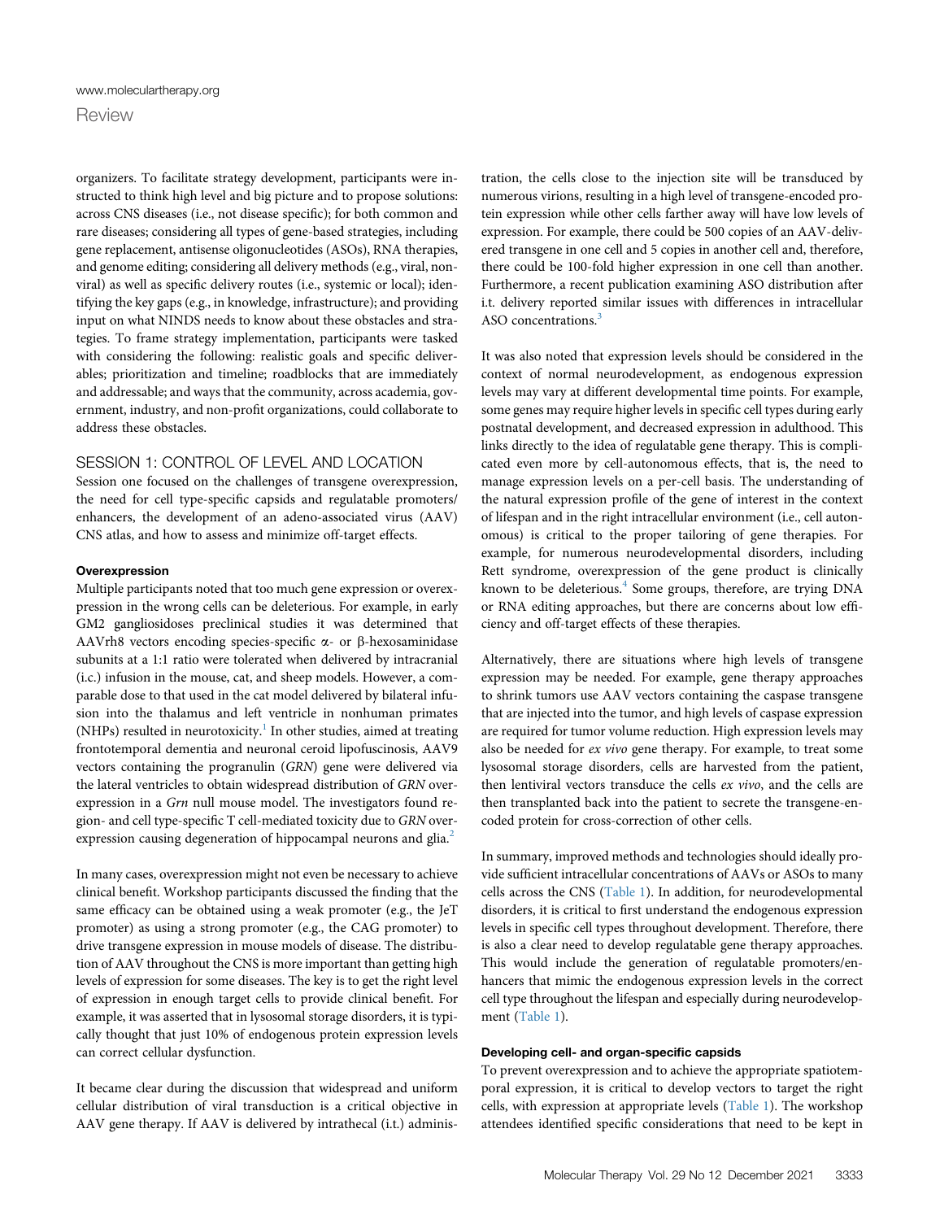organizers. To facilitate strategy development, participants were instructed to think high level and big picture and to propose solutions: across CNS diseases (i.e., not disease specific); for both common and rare diseases; considering all types of gene-based strategies, including gene replacement, antisense oligonucleotides (ASOs), RNA therapies, and genome editing; considering all delivery methods (e.g., viral, nonviral) as well as specific delivery routes (i.e., systemic or local); identifying the key gaps (e.g., in knowledge, infrastructure); and providing input on what NINDS needs to know about these obstacles and strategies. To frame strategy implementation, participants were tasked with considering the following: realistic goals and specific deliverables; prioritization and timeline; roadblocks that are immediately and addressable; and ways that the community, across academia, government, industry, and non-profit organizations, could collaborate to address these obstacles.

## SESSION 1: CONTROL OF LEVEL AND LOCATION

Session one focused on the challenges of transgene overexpression, the need for cell type-specific capsids and regulatable promoters/enhancers, the development of an adeno-associated virus (AAV) CNS atlas, and how to assess and minimize off-target effects.

### Overexpression

Multiple participants noted that too much gene expression or overexpression in the wrong cells can be deleterious. For example, in early GM2 gangliosidoses preclinical studies it was determined that AAVrh8 vectors encoding species-specific α- or β-hexosaminidase subunits at a 1:1 ratio were tolerated when delivered by intracranial (i.c.) infusion in the mouse, cat, and sheep models. However, a comparable dose to that used in the cat model delivered by bilateral infusion into the thalamus and left ventricle in nonhuman primates (NHPs) resulted in neurotoxicity.[1] In other studies, aimed at treating frontotemporal dementia and neuronal ceroid lipofuscinosis, AAV9 vectors containing the progranulin (*GRN*) gene were delivered via the lateral ventricles to obtain widespread distribution of *GRN* overexpression in a *Grn* null mouse model. The investigators found region- and cell type-specific T cell-mediated toxicity due to *GRN* overexpression causing degeneration of hippocampal neurons and glia.[2]

In many cases, overexpression might not even be necessary to achieve clinical benefit. Workshop participants discussed the finding that the same efficacy can be obtained using a weak promoter (e.g., the JeT promoter) as using a strong promoter (e.g., the CAG promoter) to drive transgene expression in mouse models of disease. The distribution of AAV throughout the CNS is more important than getting high levels of expression for some diseases. The key is to get the right level of expression in enough target cells to provide clinical benefit. For example, it was asserted that in lysosomal storage disorders, it is typically thought that just 10% of endogenous protein expression levels can correct cellular dysfunction.

It became clear during the discussion that widespread and uniform cellular distribution of viral transduction is a critical objective in AAV gene therapy. If AAV is delivered by intrathecal (i.t.) administration, the cells close to the injection site will be transduced by numerous virions, resulting in a high level of transgene-encoded protein expression while other cells farther away will have low levels of expression. For example, there could be 500 copies of an AAV-delivered transgene in one cell and 5 copies in another cell and, therefore, there could be 100-fold higher expression in one cell than another. Furthermore, a recent publication examining ASO distribution after i.t. delivery reported similar issues with differences in intracellular ASO concentrations.[3]

It was also noted that expression levels should be considered in the context of normal neurodevelopment, as endogenous expression levels may vary at different developmental time points. For example, some genes may require higher levels in specific cell types during early postnatal development, and decreased expression in adulthood. This links directly to the idea of regulatable gene therapy. This is complicated even more by cell-autonomous effects, that is, the need to manage expression levels on a per-cell basis. The understanding of the natural expression profile of the gene of interest in the context of lifespan and in the right intracellular environment (i.e., cell autonomous) is critical to the proper tailoring of gene therapies. For example, for numerous neurodevelopmental disorders, including Rett syndrome, overexpression of the gene product is clinically known to be deleterious.[4] Some groups, therefore, are trying DNA or RNA editing approaches, but there are concerns about low efficiency and off-target effects of these therapies.

Alternatively, there are situations where high levels of transgene expression may be needed. For example, gene therapy approaches to shrink tumors use AAV vectors containing the caspase transgene that are injected into the tumor, and high levels of caspase expression are required for tumor volume reduction. High expression levels may also be needed for *ex vivo* gene therapy. For example, to treat some lysosomal storage disorders, cells are harvested from the patient, then lentiviral vectors transduce the cells *ex vivo*, and the cells are then transplanted back into the patient to secrete the transgene-encoded protein for cross-correction of other cells.

In summary, improved methods and technologies should ideally provide sufficient intracellular concentrations of AAVs or ASOs to many cells across the CNS (Table 1). In addition, for neurodevelopmental disorders, it is critical to first understand the endogenous expression levels in specific cell types throughout development. Therefore, there is also a clear need to develop regulatable gene therapy approaches. This would include the generation of regulatable promoters/enhancers that mimic the endogenous expression levels in the correct cell type throughout the lifespan and especially during neurodevelopment (Table 1).

### Developing cell- and organ-specific capsids

To prevent overexpression and to achieve the appropriate spatiotemporal expression, it is critical to develop vectors to target the right cells, with expression at appropriate levels (Table 1). The workshop attendees identified specific considerations that need to be kept in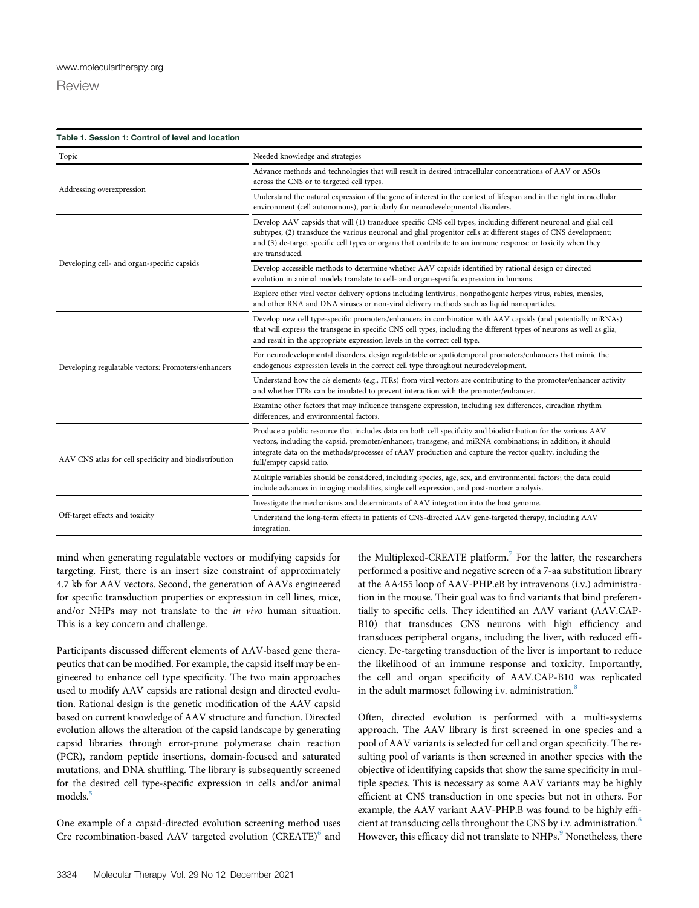**Table 1. Session 1: Control of level and location**

| Topic | Needed knowledge and strategies |
|---|---|
| Addressing overexpression | Advance methods and technologies that will result in desired intracellular concentrations of AAV or ASOs across the CNS or to targeted cell types. |
| | Understand the natural expression of the gene of interest in the context of lifespan and in the right intracellular environment (cell autonomous), particularly for neurodevelopmental disorders. |
| Developing cell- and organ-specific capsids | Develop AAV capsids that will (1) transduce specific CNS cell types, including different neuronal and glial cell subtypes; (2) transduce the various neuronal and glial progenitor cells at different stages of CNS development; and (3) de-target specific cell types or organs that contribute to an immune response or toxicity when they are transduced. |
| | Develop accessible methods to determine whether AAV capsids identified by rational design or directed evolution in animal models translate to cell- and organ-specific expression in humans. |
| | Explore other viral vector delivery options including lentivirus, nonpathogenic herpes virus, rabies, measles, and other RNA and DNA viruses or non-viral delivery methods such as liquid nanoparticles. |
| Developing regulatable vectors: Promoters/enhancers | Develop new cell type-specific promoters/enhancers in combination with AAV capsids (and potentially miRNAs) that will express the transgene in specific CNS cell types, including the different types of neurons as well as glia, and result in the appropriate expression levels in the correct cell type. |
| | For neurodevelopmental disorders, design regulatable or spatiotemporal promoters/enhancers that mimic the endogenous expression levels in the correct cell type throughout neurodevelopment. |
| | Understand how the *cis* elements (e.g., ITRs) from viral vectors are contributing to the promoter/enhancer activity and whether ITRs can be insulated to prevent interaction with the promoter/enhancer. |
| | Examine other factors that may influence transgene expression, including sex differences, circadian rhythm differences, and environmental factors. |
| AAV CNS atlas for cell specificity and biodistribution | Produce a public resource that includes data on both cell specificity and biodistribution for the various AAV vectors, including the capsid, promoter/enhancer, transgene, and miRNA combinations; in addition, it should integrate data on the methods/processes of rAAV production and capture the vector quality, including the full/empty capsid ratio. |
| | Multiple variables should be considered, including species, age, sex, and environmental factors; the data could include advances in imaging modalities, single cell expression, and post-mortem analysis. |
| Off-target effects and toxicity | Investigate the mechanisms and determinants of AAV integration into the host genome. |
| | Understand the long-term effects in patients of CNS-directed AAV gene-targeted therapy, including AAV integration. |

mind when generating regulatable vectors or modifying capsids for targeting. First, there is an insert size constraint of approximately 4.7 kb for AAV vectors. Second, the generation of AAVs engineered for specific transduction properties or expression in cell lines, mice, and/or NHPs may not translate to the *in vivo* human situation. This is a key concern and challenge.

Participants discussed different elements of AAV-based gene therapeutics that can be modified. For example, the capsid itself may be engineered to enhance cell type specificity. The two main approaches used to modify AAV capsids are rational design and directed evolution. Rational design is the genetic modification of the AAV capsid based on current knowledge of AAV structure and function. Directed evolution allows the alteration of the capsid landscape by generating capsid libraries through error-prone polymerase chain reaction (PCR), random peptide insertions, domain-focused and saturated mutations, and DNA shuffling. The library is subsequently screened for the desired cell type-specific expression in cells and/or animal models.[5]

One example of a capsid-directed evolution screening method uses Cre recombination-based AAV targeted evolution (CREATE)[6] and the Multiplexed-CREATE platform.[7] For the latter, the researchers performed a positive and negative screen of a 7-aa substitution library at the AA455 loop of AAV-PHP.eB by intravenous (i.v.) administration in the mouse. Their goal was to find variants that bind preferentially to specific cells. They identified an AAV variant (AAV.CAP-B10) that transduces CNS neurons with high efficiency and transduces peripheral organs, including the liver, with reduced efficiency. De-targeting transduction of the liver is important to reduce the likelihood of an immune response and toxicity. Importantly, the cell and organ specificity of AAV.CAP-B10 was replicated in the adult marmoset following i.v. administration.[8]

Often, directed evolution is performed with a multi-systems approach. The AAV library is first screened in one species and a pool of AAV variants is selected for cell and organ specificity. The resulting pool of variants is then screened in another species with the objective of identifying capsids that show the same specificity in multiple species. This is necessary as some AAV variants may be highly efficient at CNS transduction in one species but not in others. For example, the AAV variant AAV-PHP.B was found to be highly efficient at transducing cells throughout the CNS by i.v. administration.[6] However, this efficacy did not translate to NHPs.[9] Nonetheless, there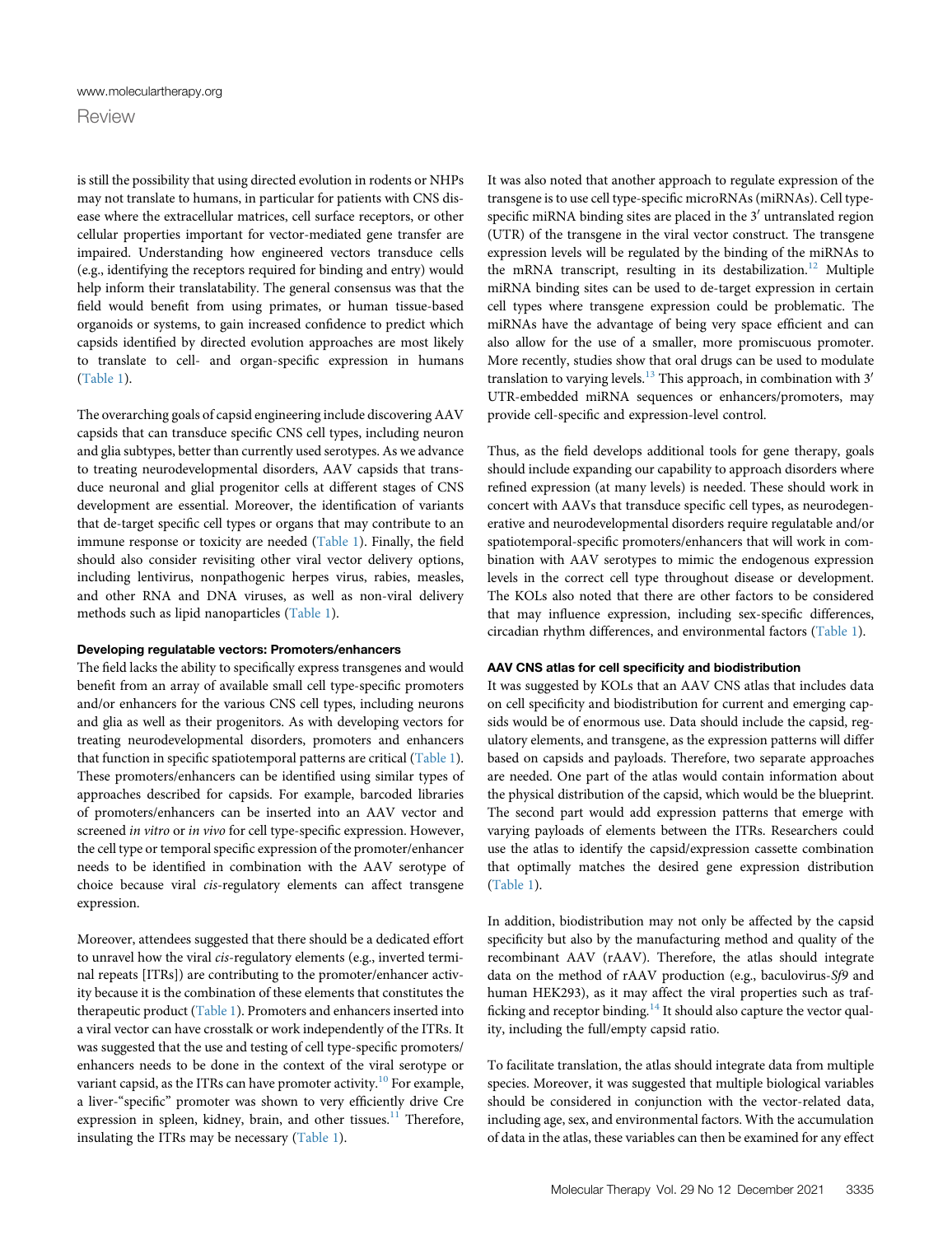is still the possibility that using directed evolution in rodents or NHPs may not translate to humans, in particular for patients with CNS disease where the extracellular matrices, cell surface receptors, or other cellular properties important for vector-mediated gene transfer are impaired. Understanding how engineered vectors transduce cells (e.g., identifying the receptors required for binding and entry) would help inform their translatability. The general consensus was that the field would benefit from using primates, or human tissue-based organoids or systems, to gain increased confidence to predict which capsids identified by directed evolution approaches are most likely to translate to cell- and organ-specific expression in humans (Table 1).

The overarching goals of capsid engineering include discovering AAV capsids that can transduce specific CNS cell types, including neuron and glia subtypes, better than currently used serotypes. As we advance to treating neurodevelopmental disorders, AAV capsids that transduce neuronal and glial progenitor cells at different stages of CNS development are essential. Moreover, the identification of variants that de-target specific cell types or organs that may contribute to an immune response or toxicity are needed (Table 1). Finally, the field should also consider revisiting other viral vector delivery options, including lentivirus, nonpathogenic herpes virus, rabies, measles, and other RNA and DNA viruses, as well as non-viral delivery methods such as lipid nanoparticles (Table 1).

#### Developing regulatable vectors: Promoters/enhancers

The field lacks the ability to specifically express transgenes and would benefit from an array of available small cell type-specific promoters and/or enhancers for the various CNS cell types, including neurons and glia as well as their progenitors. As with developing vectors for treating neurodevelopmental disorders, promoters and enhancers that function in specific spatiotemporal patterns are critical (Table 1). These promoters/enhancers can be identified using similar types of approaches described for capsids. For example, barcoded libraries of promoters/enhancers can be inserted into an AAV vector and screened *in vitro* or *in vivo* for cell type-specific expression. However, the cell type or temporal specific expression of the promoter/enhancer needs to be identified in combination with the AAV serotype of choice because viral *cis*-regulatory elements can affect transgene expression.

Moreover, attendees suggested that there should be a dedicated effort to unravel how the viral *cis*-regulatory elements (e.g., inverted terminal repeats [ITRs]) are contributing to the promoter/enhancer activity because it is the combination of these elements that constitutes the therapeutic product (Table 1). Promoters and enhancers inserted into a viral vector can have crosstalk or work independently of the ITRs. It was suggested that the use and testing of cell type-specific promoters/enhancers needs to be done in the context of the viral serotype or variant capsid, as the ITRs can have promoter activity.[10] For example, a liver-"specific" promoter was shown to very efficiently drive Cre expression in spleen, kidney, brain, and other tissues.[11] Therefore, insulating the ITRs may be necessary (Table 1).

It was also noted that another approach to regulate expression of the transgene is to use cell type-specific microRNAs (miRNAs). Cell type-specific miRNA binding sites are placed in the 3′ untranslated region (UTR) of the transgene in the viral vector construct. The transgene expression levels will be regulated by the binding of the miRNAs to the mRNA transcript, resulting in its destabilization.[12] Multiple miRNA binding sites can be used to de-target expression in certain cell types where transgene expression could be problematic. The miRNAs have the advantage of being very space efficient and can also allow for the use of a smaller, more promiscuous promoter. More recently, studies show that oral drugs can be used to modulate translation to varying levels.[13] This approach, in combination with 3′ UTR-embedded miRNA sequences or enhancers/promoters, may provide cell-specific and expression-level control.

Thus, as the field develops additional tools for gene therapy, goals should include expanding our capability to approach disorders where refined expression (at many levels) is needed. These should work in concert with AAVs that transduce specific cell types, as neurodegenerative and neurodevelopmental disorders require regulatable and/or spatiotemporal-specific promoters/enhancers that will work in combination with AAV serotypes to mimic the endogenous expression levels in the correct cell type throughout disease or development. The KOLs also noted that there are other factors to be considered that may influence expression, including sex-specific differences, circadian rhythm differences, and environmental factors (Table 1).

#### AAV CNS atlas for cell specificity and biodistribution

It was suggested by KOLs that an AAV CNS atlas that includes data on cell specificity and biodistribution for current and emerging capsids would be of enormous use. Data should include the capsid, regulatory elements, and transgene, as the expression patterns will differ based on capsids and payloads. Therefore, two separate approaches are needed. One part of the atlas would contain information about the physical distribution of the capsid, which would be the blueprint. The second part would add expression patterns that emerge with varying payloads of elements between the ITRs. Researchers could use the atlas to identify the capsid/expression cassette combination that optimally matches the desired gene expression distribution (Table 1).

In addition, biodistribution may not only be affected by the capsid specificity but also by the manufacturing method and quality of the recombinant AAV (rAAV). Therefore, the atlas should integrate data on the method of rAAV production (e.g., baculovirus-*Sf9* and human HEK293), as it may affect the viral properties such as trafficking and receptor binding.[14] It should also capture the vector quality, including the full/empty capsid ratio.

To facilitate translation, the atlas should integrate data from multiple species. Moreover, it was suggested that multiple biological variables should be considered in conjunction with the vector-related data, including age, sex, and environmental factors. With the accumulation of data in the atlas, these variables can then be examined for any effect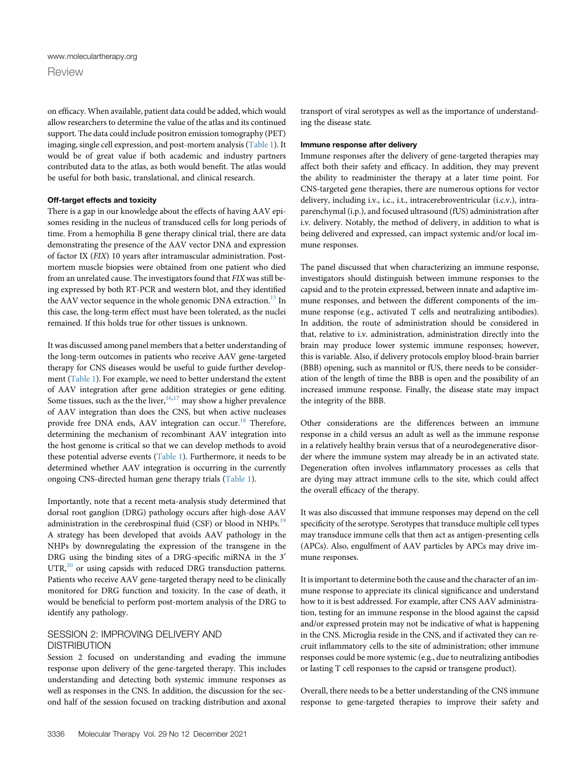on efficacy. When available, patient data could be added, which would allow researchers to determine the value of the atlas and its continued support. The data could include positron emission tomography (PET) imaging, single cell expression, and post-mortem analysis (Table 1). It would be of great value if both academic and industry partners contributed data to the atlas, as both would benefit. The atlas would be useful for both basic, translational, and clinical research.

#### Off-target effects and toxicity

There is a gap in our knowledge about the effects of having AAV episomes residing in the nucleus of transduced cells for long periods of time. From a hemophilia B gene therapy clinical trial, there are data demonstrating the presence of the AAV vector DNA and expression of factor IX (*FIX*) 10 years after intramuscular administration. Post-mortem muscle biopsies were obtained from one patient who died from an unrelated cause. The investigators found that *FIX* was still being expressed by both RT-PCR and western blot, and they identified the AAV vector sequence in the whole genomic DNA extraction.[15] In this case, the long-term effect must have been tolerated, as the nuclei remained. If this holds true for other tissues is unknown.

It was discussed among panel members that a better understanding of the long-term outcomes in patients who receive AAV gene-targeted therapy for CNS diseases would be useful to guide further development (Table 1). For example, we need to better understand the extent of AAV integration after gene addition strategies or gene editing. Some tissues, such as the the liver,[16,17] may show a higher prevalence of AAV integration than does the CNS, but when active nucleases provide free DNA ends, AAV integration can occur.[18] Therefore, determining the mechanism of recombinant AAV integration into the host genome is critical so that we can develop methods to avoid these potential adverse events (Table 1). Furthermore, it needs to be determined whether AAV integration is occurring in the currently ongoing CNS-directed human gene therapy trials (Table 1).

Importantly, note that a recent meta-analysis study determined that dorsal root ganglion (DRG) pathology occurs after high-dose AAV administration in the cerebrospinal fluid (CSF) or blood in NHPs.[19] A strategy has been developed that avoids AAV pathology in the NHPs by downregulating the expression of the transgene in the DRG using the binding sites of a DRG-specific miRNA in the 3′ UTR,[20] or using capsids with reduced DRG transduction patterns. Patients who receive AAV gene-targeted therapy need to be clinically monitored for DRG function and toxicity. In the case of death, it would be beneficial to perform post-mortem analysis of the DRG to identify any pathology.

## SESSION 2: IMPROVING DELIVERY AND DISTRIBUTION

Session 2 focused on understanding and evading the immune response upon delivery of the gene-targeted therapy. This includes understanding and detecting both systemic immune responses as well as responses in the CNS. In addition, the discussion for the second half of the session focused on tracking distribution and axonal transport of viral serotypes as well as the importance of understanding the disease state.

#### Immune response after delivery

Immune responses after the delivery of gene-targeted therapies may affect both their safety and efficacy. In addition, they may prevent the ability to readminister the therapy at a later time point. For CNS-targeted gene therapies, there are numerous options for vector delivery, including i.v., i.c., i.t., intracerebroventricular (i.c.v.), intraparenchymal (i.p.), and focused ultrasound (fUS) administration after i.v. delivery. Notably, the method of delivery, in addition to what is being delivered and expressed, can impact systemic and/or local immune responses.

The panel discussed that when characterizing an immune response, investigators should distinguish between immune responses to the capsid and to the protein expressed, between innate and adaptive immune responses, and between the different components of the immune response (e.g., activated T cells and neutralizing antibodies). In addition, the route of administration should be considered in that, relative to i.v. administration, administration directly into the brain may produce lower systemic immune responses; however, this is variable. Also, if delivery protocols employ blood-brain barrier (BBB) opening, such as mannitol or fUS, there needs to be consideration of the length of time the BBB is open and the possibility of an increased immune response. Finally, the disease state may impact the integrity of the BBB.

Other considerations are the differences between an immune response in a child versus an adult as well as the immune response in a relatively healthy brain versus that of a neurodegenerative disorder where the immune system may already be in an activated state. Degeneration often involves inflammatory processes as cells that are dying may attract immune cells to the site, which could affect the overall efficacy of the therapy.

It was also discussed that immune responses may depend on the cell specificity of the serotype. Serotypes that transduce multiple cell types may transduce immune cells that then act as antigen-presenting cells (APCs). Also, engulfment of AAV particles by APCs may drive immune responses.

It is important to determine both the cause and the character of an immune response to appreciate its clinical significance and understand how to it is best addressed. For example, after CNS AAV administration, testing for an immune response in the blood against the capsid and/or expressed protein may not be indicative of what is happening in the CNS. Microglia reside in the CNS, and if activated they can recruit inflammatory cells to the site of administration; other immune responses could be more systemic (e.g., due to neutralizing antibodies or lasting T cell responses to the capsid or transgene product).

Overall, there needs to be a better understanding of the CNS immune response to gene-targeted therapies to improve their safety and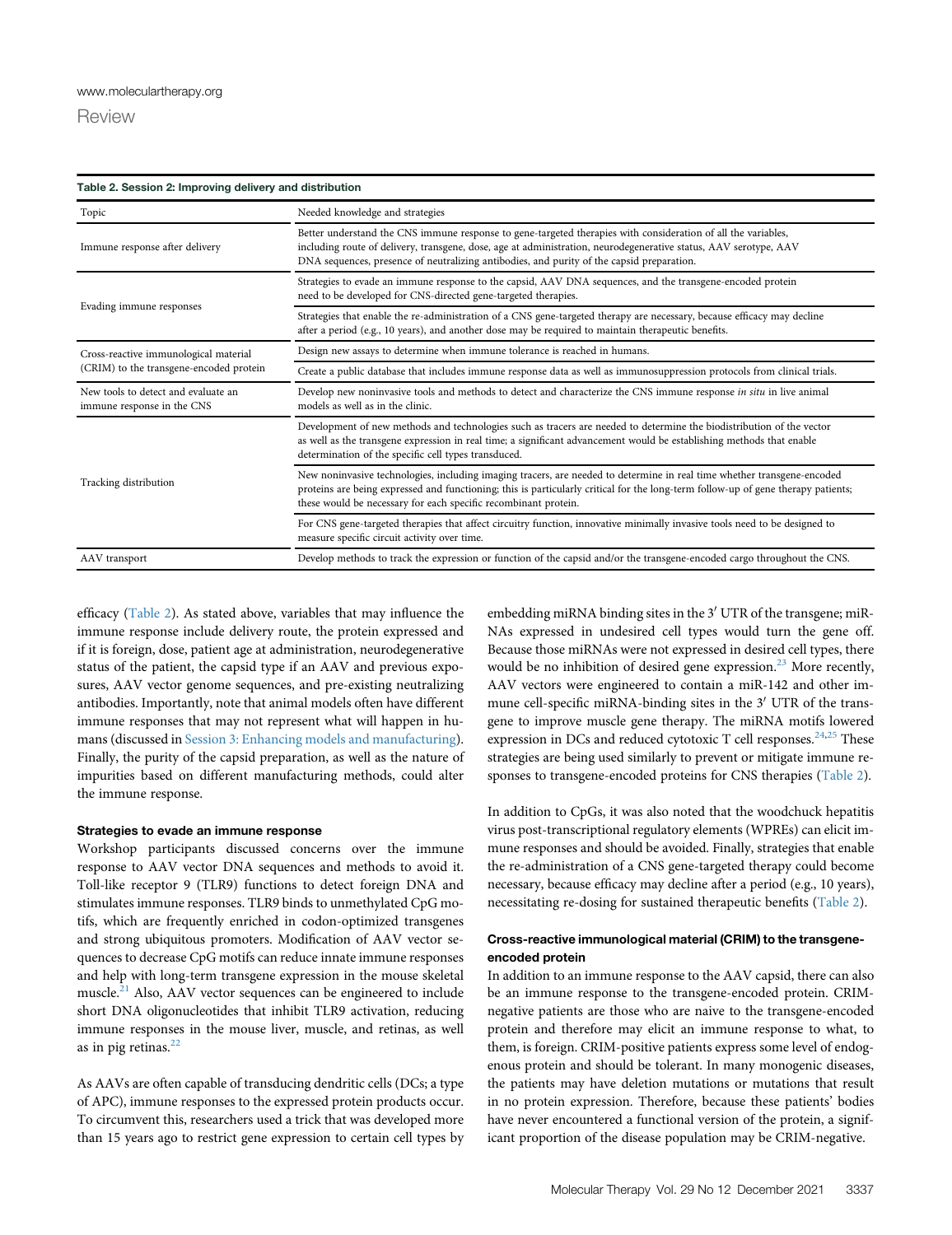**Table 2. Session 2: Improving delivery and distribution**

| Topic | Needed knowledge and strategies |
|---|---|
| Immune response after delivery | Better understand the CNS immune response to gene-targeted therapies with consideration of all the variables, including route of delivery, transgene, dose, age at administration, neurodegenerative status, AAV serotype, AAV DNA sequences, presence of neutralizing antibodies, and purity of the capsid preparation. |
| Evading immune responses | Strategies to evade an immune response to the capsid, AAV DNA sequences, and the transgene-encoded protein need to be developed for CNS-directed gene-targeted therapies. |
| | Strategies that enable the re-administration of a CNS gene-targeted therapy are necessary, because efficacy may decline after a period (e.g., 10 years), and another dose may be required to maintain therapeutic benefits. |
| Cross-reactive immunological material (CRIM) to the transgene-encoded protein | Design new assays to determine when immune tolerance is reached in humans. |
| | Create a public database that includes immune response data as well as immunosuppression protocols from clinical trials. |
| New tools to detect and evaluate an immune response in the CNS | Develop new noninvasive tools and methods to detect and characterize the CNS immune response *in situ* in live animal models as well as in the clinic. |
| Tracking distribution | Development of new methods and technologies such as tracers are needed to determine the biodistribution of the vector as well as the transgene expression in real time; a significant advancement would be establishing methods that enable determination of the specific cell types transduced. |
| | New noninvasive technologies, including imaging tracers, are needed to determine in real time whether transgene-encoded proteins are being expressed and functioning; this is particularly critical for the long-term follow-up of gene therapy patients; these would be necessary for each specific recombinant protein. |
| | For CNS gene-targeted therapies that affect circuitry function, innovative minimally invasive tools need to be designed to measure specific circuit activity over time. |
| AAV transport | Develop methods to track the expression or function of the capsid and/or the transgene-encoded cargo throughout the CNS. |

efficacy (Table 2). As stated above, variables that may influence the immune response include delivery route, the protein expressed and if it is foreign, dose, patient age at administration, neurodegenerative status of the patient, the capsid type if an AAV and previous exposures, AAV vector genome sequences, and pre-existing neutralizing antibodies. Importantly, note that animal models often have different immune responses that may not represent what will happen in humans (discussed in Session 3: Enhancing models and manufacturing). Finally, the purity of the capsid preparation, as well as the nature of impurities based on different manufacturing methods, could alter the immune response.

#### Strategies to evade an immune response

Workshop participants discussed concerns over the immune response to AAV vector DNA sequences and methods to avoid it. Toll-like receptor 9 (TLR9) functions to detect foreign DNA and stimulates immune responses. TLR9 binds to unmethylated CpG motifs, which are frequently enriched in codon-optimized transgenes and strong ubiquitous promoters. Modification of AAV vector sequences to decrease CpG motifs can reduce innate immune responses and help with long-term transgene expression in the mouse skeletal muscle.[21] Also, AAV vector sequences can be engineered to include short DNA oligonucleotides that inhibit TLR9 activation, reducing immune responses in the mouse liver, muscle, and retinas, as well as in pig retinas.[22]

As AAVs are often capable of transducing dendritic cells (DCs; a type of APC), immune responses to the expressed protein products occur. To circumvent this, researchers used a trick that was developed more than 15 years ago to restrict gene expression to certain cell types by embedding miRNA binding sites in the 3′ UTR of the transgene; miRNAs expressed in undesired cell types would turn the gene off. Because those miRNAs were not expressed in desired cell types, there would be no inhibition of desired gene expression.[23] More recently, AAV vectors were engineered to contain a miR-142 and other immune cell-specific miRNA-binding sites in the 3′ UTR of the transgene to improve muscle gene therapy. The miRNA motifs lowered expression in DCs and reduced cytotoxic T cell responses.[24,25] These strategies are being used similarly to prevent or mitigate immune responses to transgene-encoded proteins for CNS therapies (Table 2).

In addition to CpGs, it was also noted that the woodchuck hepatitis virus post-transcriptional regulatory elements (WPREs) can elicit immune responses and should be avoided. Finally, strategies that enable the re-administration of a CNS gene-targeted therapy could become necessary, because efficacy may decline after a period (e.g., 10 years), necessitating re-dosing for sustained therapeutic benefits (Table 2).

#### Cross-reactive immunological material (CRIM) to the transgene-encoded protein

In addition to an immune response to the AAV capsid, there can also be an immune response to the transgene-encoded protein. CRIM-negative patients are those who are naive to the transgene-encoded protein and therefore may elicit an immune response to what, to them, is foreign. CRIM-positive patients express some level of endogenous protein and should be tolerant. In many monogenic diseases, the patients may have deletion mutations or mutations that result in no protein expression. Therefore, because these patients' bodies have never encountered a functional version of the protein, a significant proportion of the disease population may be CRIM-negative.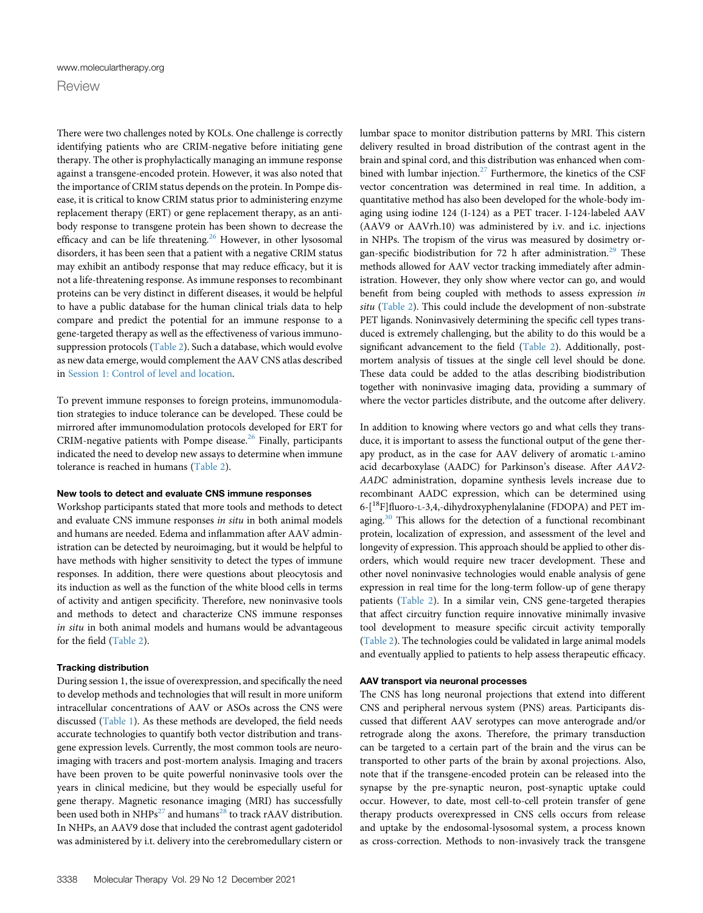There were two challenges noted by KOLs. One challenge is correctly identifying patients who are CRIM-negative before initiating gene therapy. The other is prophylactically managing an immune response against a transgene-encoded protein. However, it was also noted that the importance of CRIM status depends on the protein. In Pompe disease, it is critical to know CRIM status prior to administering enzyme replacement therapy (ERT) or gene replacement therapy, as an antibody response to transgene protein has been shown to decrease the efficacy and can be life threatening.[26] However, in other lysosomal disorders, it has been seen that a patient with a negative CRIM status may exhibit an antibody response that may reduce efficacy, but it is not a life-threatening response. As immune responses to recombinant proteins can be very distinct in different diseases, it would be helpful to have a public database for the human clinical trials data to help compare and predict the potential for an immune response to a gene-targeted therapy as well as the effectiveness of various immunosuppression protocols (Table 2). Such a database, which would evolve as new data emerge, would complement the AAV CNS atlas described in Session 1: Control of level and location.

To prevent immune responses to foreign proteins, immunomodulation strategies to induce tolerance can be developed. These could be mirrored after immunomodulation protocols developed for ERT for CRIM-negative patients with Pompe disease.[26] Finally, participants indicated the need to develop new assays to determine when immune tolerance is reached in humans (Table 2).

#### New tools to detect and evaluate CNS immune responses

Workshop participants stated that more tools and methods to detect and evaluate CNS immune responses *in situ* in both animal models and humans are needed. Edema and inflammation after AAV administration can be detected by neuroimaging, but it would be helpful to have methods with higher sensitivity to detect the types of immune responses. In addition, there were questions about pleocytosis and its induction as well as the function of the white blood cells in terms of activity and antigen specificity. Therefore, new noninvasive tools and methods to detect and characterize CNS immune responses *in situ* in both animal models and humans would be advantageous for the field (Table 2).

#### Tracking distribution

During session 1, the issue of overexpression, and specifically the need to develop methods and technologies that will result in more uniform intracellular concentrations of AAV or ASOs across the CNS were discussed (Table 1). As these methods are developed, the field needs accurate technologies to quantify both vector distribution and transgene expression levels. Currently, the most common tools are neuroimaging with tracers and post-mortem analysis. Imaging and tracers have been proven to be quite powerful noninvasive tools over the years in clinical medicine, but they would be especially useful for gene therapy. Magnetic resonance imaging (MRI) has successfully been used both in NHPs[27] and humans[28] to track rAAV distribution. In NHPs, an AAV9 dose that included the contrast agent gadoteridol was administered by i.t. delivery into the cerebromedullary cistern or lumbar space to monitor distribution patterns by MRI. This cistern delivery resulted in broad distribution of the contrast agent in the brain and spinal cord, and this distribution was enhanced when combined with lumbar injection.[27] Furthermore, the kinetics of the CSF vector concentration was determined in real time. In addition, a quantitative method has also been developed for the whole-body imaging using iodine 124 (I-124) as a PET tracer. I-124-labeled AAV (AAV9 or AAVrh.10) was administered by i.v. and i.c. injections in NHPs. The tropism of the virus was measured by dosimetry organ-specific biodistribution for 72 h after administration.[29] These methods allowed for AAV vector tracking immediately after administration. However, they only show where vector can go, and would benefit from being coupled with methods to assess expression *in situ* (Table 2). This could include the development of non-substrate PET ligands. Noninvasively determining the specific cell types transduced is extremely challenging, but the ability to do this would be a significant advancement to the field (Table 2). Additionally, post-mortem analysis of tissues at the single cell level should be done. These data could be added to the atlas describing biodistribution together with noninvasive imaging data, providing a summary of where the vector particles distribute, and the outcome after delivery.

In addition to knowing where vectors go and what cells they transduce, it is important to assess the functional output of the gene therapy product, as in the case for AAV delivery of aromatic L-amino acid decarboxylase (AADC) for Parkinson's disease. After *AAV2-AADC* administration, dopamine synthesis levels increase due to recombinant AADC expression, which can be determined using 6-[$^{18}$F]fluoro-L-3,4,-dihydroxyphenylalanine (FDOPA) and PET imaging.[30] This allows for the detection of a functional recombinant protein, localization of expression, and assessment of the level and longevity of expression. This approach should be applied to other disorders, which would require new tracer development. These and other novel noninvasive technologies would enable analysis of gene expression in real time for the long-term follow-up of gene therapy patients (Table 2). In a similar vein, CNS gene-targeted therapies that affect circuitry function require innovative minimally invasive tool development to measure specific circuit activity temporally (Table 2). The technologies could be validated in large animal models and eventually applied to patients to help assess therapeutic efficacy.

#### AAV transport via neuronal processes

The CNS has long neuronal projections that extend into different CNS and peripheral nervous system (PNS) areas. Participants discussed that different AAV serotypes can move anterograde and/or retrograde along the axons. Therefore, the primary transduction can be targeted to a certain part of the brain and the virus can be transported to other parts of the brain by axonal projections. Also, note that if the transgene-encoded protein can be released into the synapse by the pre-synaptic neuron, post-synaptic uptake could occur. However, to date, most cell-to-cell protein transfer of gene therapy products overexpressed in CNS cells occurs from release and uptake by the endosomal-lysosomal system, a process known as cross-correction. Methods to non-invasively track the transgene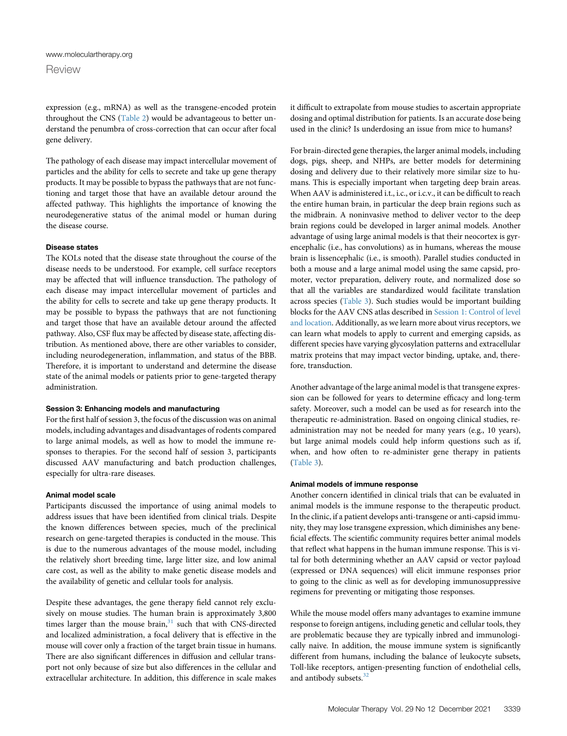expression (e.g., mRNA) as well as the transgene-encoded protein throughout the CNS (Table 2) would be advantageous to better understand the penumbra of cross-correction that can occur after focal gene delivery.

The pathology of each disease may impact intercellular movement of particles and the ability for cells to secrete and take up gene therapy products. It may be possible to bypass the pathways that are not functioning and target those that have an available detour around the affected pathway. This highlights the importance of knowing the neurodegenerative status of the animal model or human during the disease course.

#### Disease states

The KOLs noted that the disease state throughout the course of the disease needs to be understood. For example, cell surface receptors may be affected that will influence transduction. The pathology of each disease may impact intercellular movement of particles and the ability for cells to secrete and take up gene therapy products. It may be possible to bypass the pathways that are not functioning and target those that have an available detour around the affected pathway. Also, CSF flux may be affected by disease state, affecting distribution. As mentioned above, there are other variables to consider, including neurodegeneration, inflammation, and status of the BBB. Therefore, it is important to understand and determine the disease state of the animal models or patients prior to gene-targeted therapy administration.

### Session 3: Enhancing models and manufacturing

For the first half of session 3, the focus of the discussion was on animal models, including advantages and disadvantages of rodents compared to large animal models, as well as how to model the immune responses to therapies. For the second half of session 3, participants discussed AAV manufacturing and batch production challenges, especially for ultra-rare diseases.

#### Animal model scale

Participants discussed the importance of using animal models to address issues that have been identified from clinical trials. Despite the known differences between species, much of the preclinical research on gene-targeted therapies is conducted in the mouse. This is due to the numerous advantages of the mouse model, including the relatively short breeding time, large litter size, and low animal care cost, as well as the ability to make genetic disease models and the availability of genetic and cellular tools for analysis.

Despite these advantages, the gene therapy field cannot rely exclusively on mouse studies. The human brain is approximately 3,800 times larger than the mouse brain,[31] such that with CNS-directed and localized administration, a focal delivery that is effective in the mouse will cover only a fraction of the target brain tissue in humans. There are also significant differences in diffusion and cellular transport not only because of size but also differences in the cellular and extracellular architecture. In addition, this difference in scale makes it difficult to extrapolate from mouse studies to ascertain appropriate dosing and optimal distribution for patients. Is an accurate dose being used in the clinic? Is underdosing an issue from mice to humans?

For brain-directed gene therapies, the larger animal models, including dogs, pigs, sheep, and NHPs, are better models for determining dosing and delivery due to their relatively more similar size to humans. This is especially important when targeting deep brain areas. When AAV is administered i.t., i.c., or i.c.v., it can be difficult to reach the entire human brain, in particular the deep brain regions such as the midbrain. A noninvasive method to deliver vector to the deep brain regions could be developed in larger animal models. Another advantage of using large animal models is that their neocortex is gyrencephalic (i.e., has convolutions) as in humans, whereas the mouse brain is lissencephalic (i.e., is smooth). Parallel studies conducted in both a mouse and a large animal model using the same capsid, promoter, vector preparation, delivery route, and normalized dose so that all the variables are standardized would facilitate translation across species (Table 3). Such studies would be important building blocks for the AAV CNS atlas described in Session 1: Control of level and location. Additionally, as we learn more about virus receptors, we can learn what models to apply to current and emerging capsids, as different species have varying glycosylation patterns and extracellular matrix proteins that may impact vector binding, uptake, and, therefore, transduction.

Another advantage of the large animal model is that transgene expression can be followed for years to determine efficacy and long-term safety. Moreover, such a model can be used as for research into the therapeutic re-administration. Based on ongoing clinical studies, re-administration may not be needed for many years (e.g., 10 years), but large animal models could help inform questions such as if, when, and how often to re-administer gene therapy in patients (Table 3).

#### Animal models of immune response

Another concern identified in clinical trials that can be evaluated in animal models is the immune response to the therapeutic product. In the clinic, if a patient develops anti-transgene or anti-capsid immunity, they may lose transgene expression, which diminishes any beneficial effects. The scientific community requires better animal models that reflect what happens in the human immune response. This is vital for both determining whether an AAV capsid or vector payload (expressed or DNA sequences) will elicit immune responses prior to going to the clinic as well as for developing immunosuppressive regimens for preventing or mitigating those responses.

While the mouse model offers many advantages to examine immune response to foreign antigens, including genetic and cellular tools, they are problematic because they are typically inbred and immunologically naive. In addition, the mouse immune system is significantly different from humans, including the balance of leukocyte subsets, Toll-like receptors, antigen-presenting function of endothelial cells, and antibody subsets.[32]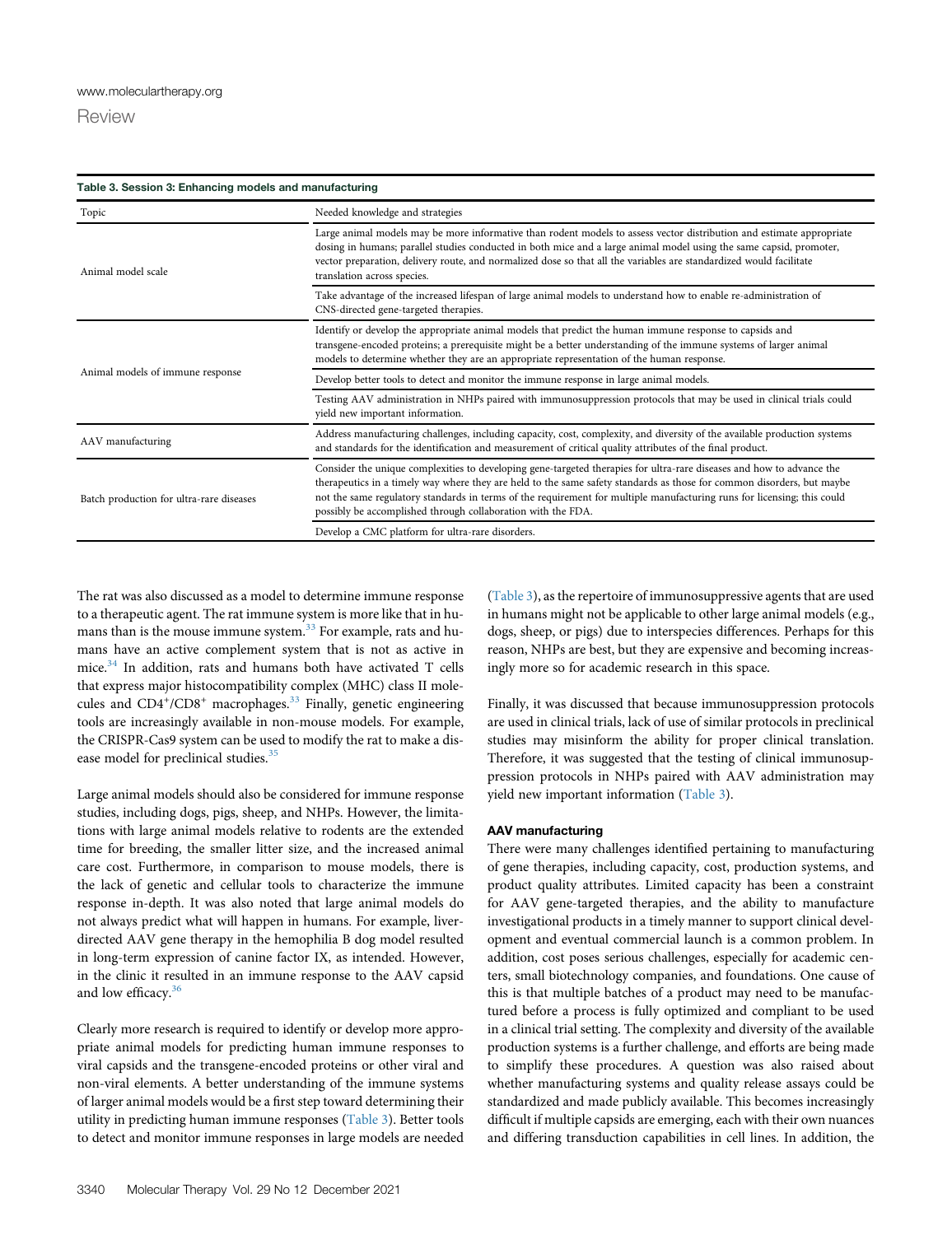Table 3. Session 3: Enhancing models and manufacturing

| Topic | Needed knowledge and strategies |
|---|---|
| Animal model scale | Large animal models may be more informative than rodent models to assess vector distribution and estimate appropriate dosing in humans; parallel studies conducted in both mice and a large animal model using the same capsid, promoter, vector preparation, delivery route, and normalized dose so that all the variables are standardized would facilitate translation across species. |
| | Take advantage of the increased lifespan of large animal models to understand how to enable re-administration of CNS-directed gene-targeted therapies. |
| Animal models of immune response | Identify or develop the appropriate animal models that predict the human immune response to capsids and transgene-encoded proteins; a prerequisite might be a better understanding of the immune systems of larger animal models to determine whether they are an appropriate representation of the human response. |
| | Develop better tools to detect and monitor the immune response in large animal models. |
| | Testing AAV administration in NHPs paired with immunosuppression protocols that may be used in clinical trials could yield new important information. |
| AAV manufacturing | Address manufacturing challenges, including capacity, cost, complexity, and diversity of the available production systems and standards for the identification and measurement of critical quality attributes of the final product. |
| Batch production for ultra-rare diseases | Consider the unique complexities to developing gene-targeted therapies for ultra-rare diseases and how to advance the therapeutics in a timely way where they are held to the same safety standards as those for common disorders, but maybe not the same regulatory standards in terms of the requirement for multiple manufacturing runs for licensing; this could possibly be accomplished through collaboration with the FDA. |
| | Develop a CMC platform for ultra-rare disorders. |

The rat was also discussed as a model to determine immune response to a therapeutic agent. The rat immune system is more like that in humans than is the mouse immune system.[33] For example, rats and humans have an active complement system that is not as active in mice.[34] In addition, rats and humans both have activated T cells that express major histocompatibility complex (MHC) class II molecules and $CD4^+$/$CD8^+$ macrophages.[33] Finally, genetic engineering tools are increasingly available in non-mouse models. For example, the CRISPR-Cas9 system can be used to modify the rat to make a disease model for preclinical studies.[35]

Large animal models should also be considered for immune response studies, including dogs, pigs, sheep, and NHPs. However, the limitations with large animal models relative to rodents are the extended time for breeding, the smaller litter size, and the increased animal care cost. Furthermore, in comparison to mouse models, there is the lack of genetic and cellular tools to characterize the immune response in-depth. It was also noted that large animal models do not always predict what will happen in humans. For example, liver-directed AAV gene therapy in the hemophilia B dog model resulted in long-term expression of canine factor IX, as intended. However, in the clinic it resulted in an immune response to the AAV capsid and low efficacy.[36]

Clearly more research is required to identify or develop more appropriate animal models for predicting human immune responses to viral capsids and the transgene-encoded proteins or other viral and non-viral elements. A better understanding of the immune systems of larger animal models would be a first step toward determining their utility in predicting human immune responses (Table 3). Better tools to detect and monitor immune responses in large models are needed (Table 3), as the repertoire of immunosuppressive agents that are used in humans might not be applicable to other large animal models (e.g., dogs, sheep, or pigs) due to interspecies differences. Perhaps for this reason, NHPs are best, but they are expensive and becoming increasingly more so for academic research in this space.

Finally, it was discussed that because immunosuppression protocols are used in clinical trials, lack of use of similar protocols in preclinical studies may misinform the ability for proper clinical translation. Therefore, it was suggested that the testing of clinical immunosuppression protocols in NHPs paired with AAV administration may yield new important information (Table 3).

### AAV manufacturing

There were many challenges identified pertaining to manufacturing of gene therapies, including capacity, cost, production systems, and product quality attributes. Limited capacity has been a constraint for AAV gene-targeted therapies, and the ability to manufacture investigational products in a timely manner to support clinical development and eventual commercial launch is a common problem. In addition, cost poses serious challenges, especially for academic centers, small biotechnology companies, and foundations. One cause of this is that multiple batches of a product may need to be manufactured before a process is fully optimized and compliant to be used in a clinical trial setting. The complexity and diversity of the available production systems is a further challenge, and efforts are being made to simplify these procedures. A question was also raised about whether manufacturing systems and quality release assays could be standardized and made publicly available. This becomes increasingly difficult if multiple capsids are emerging, each with their own nuances and differing transduction capabilities in cell lines. In addition, the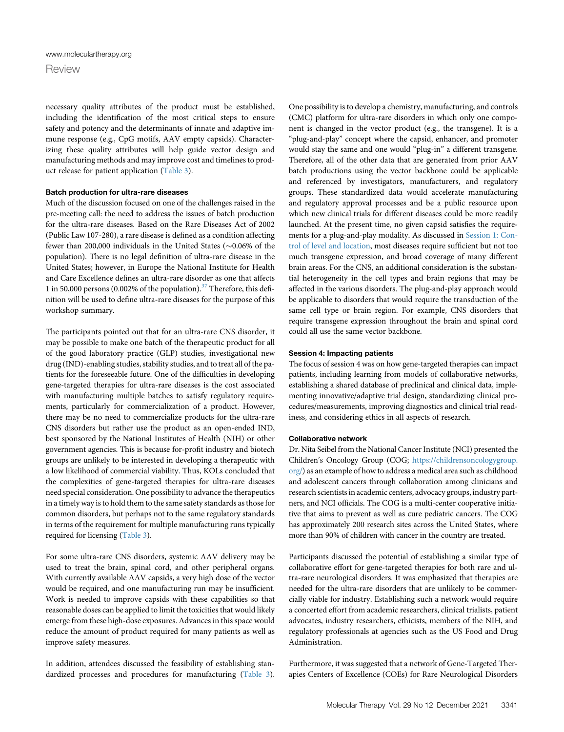necessary quality attributes of the product must be established, including the identification of the most critical steps to ensure safety and potency and the determinants of innate and adaptive immune response (e.g., CpG motifs, AAV empty capsids). Characterizing these quality attributes will help guide vector design and manufacturing methods and may improve cost and timelines to product release for patient application (Table 3).

#### Batch production for ultra-rare diseases

Much of the discussion focused on one of the challenges raised in the pre-meeting call: the need to address the issues of batch production for the ultra-rare diseases. Based on the Rare Diseases Act of 2002 (Public Law 107-280), a rare disease is defined as a condition affecting fewer than 200,000 individuals in the United States (∼0.06% of the population). There is no legal definition of ultra-rare disease in the United States; however, in Europe the National Institute for Health and Care Excellence defines an ultra-rare disorder as one that affects 1 in 50,000 persons (0.002% of the population).[37] Therefore, this definition will be used to define ultra-rare diseases for the purpose of this workshop summary.

The participants pointed out that for an ultra-rare CNS disorder, it may be possible to make one batch of the therapeutic product for all of the good laboratory practice (GLP) studies, investigational new drug (IND)-enabling studies, stability studies, and to treat all of the patients for the foreseeable future. One of the difficulties in developing gene-targeted therapies for ultra-rare diseases is the cost associated with manufacturing multiple batches to satisfy regulatory requirements, particularly for commercialization of a product. However, there may be no need to commercialize products for the ultra-rare CNS disorders but rather use the product as an open-ended IND, best sponsored by the National Institutes of Health (NIH) or other government agencies. This is because for-profit industry and biotech groups are unlikely to be interested in developing a therapeutic with a low likelihood of commercial viability. Thus, KOLs concluded that the complexities of gene-targeted therapies for ultra-rare diseases need special consideration. One possibility to advance the therapeutics in a timely way is to hold them to the same safety standards as those for common disorders, but perhaps not to the same regulatory standards in terms of the requirement for multiple manufacturing runs typically required for licensing (Table 3).

For some ultra-rare CNS disorders, systemic AAV delivery may be used to treat the brain, spinal cord, and other peripheral organs. With currently available AAV capsids, a very high dose of the vector would be required, and one manufacturing run may be insufficient. Work is needed to improve capsids with these capabilities so that reasonable doses can be applied to limit the toxicities that would likely emerge from these high-dose exposures. Advances in this space would reduce the amount of product required for many patients as well as improve safety measures.

In addition, attendees discussed the feasibility of establishing standardized processes and procedures for manufacturing (Table 3). One possibility is to develop a chemistry, manufacturing, and controls (CMC) platform for ultra-rare disorders in which only one component is changed in the vector product (e.g., the transgene). It is a "plug-and-play" concept where the capsid, enhancer, and promoter would stay the same and one would "plug-in" a different transgene. Therefore, all of the other data that are generated from prior AAV batch productions using the vector backbone could be applicable and referenced by investigators, manufacturers, and regulatory groups. These standardized data would accelerate manufacturing and regulatory approval processes and be a public resource upon which new clinical trials for different diseases could be more readily launched. At the present time, no given capsid satisfies the requirements for a plug-and-play modality. As discussed in Session 1: Control of level and location, most diseases require sufficient but not too much transgene expression, and broad coverage of many different brain areas. For the CNS, an additional consideration is the substantial heterogeneity in the cell types and brain regions that may be affected in the various disorders. The plug-and-play approach would be applicable to disorders that would require the transduction of the same cell type or brain region. For example, CNS disorders that require transgene expression throughout the brain and spinal cord could all use the same vector backbone.

### Session 4: Impacting patients

The focus of session 4 was on how gene-targeted therapies can impact patients, including learning from models of collaborative networks, establishing a shared database of preclinical and clinical data, implementing innovative/adaptive trial design, standardizing clinical procedures/measurements, improving diagnostics and clinical trial readiness, and considering ethics in all aspects of research.

#### Collaborative network

Dr. Nita Seibel from the National Cancer Institute (NCI) presented the Children's Oncology Group (COG; https://childrensoncologygroup.org/) as an example of how to address a medical area such as childhood and adolescent cancers through collaboration among clinicians and research scientists in academic centers, advocacy groups, industry partners, and NCI officials. The COG is a multi-center cooperative initiative that aims to prevent as well as cure pediatric cancers. The COG has approximately 200 research sites across the United States, where more than 90% of children with cancer in the country are treated.

Participants discussed the potential of establishing a similar type of collaborative effort for gene-targeted therapies for both rare and ultra-rare neurological disorders. It was emphasized that therapies are needed for the ultra-rare disorders that are unlikely to be commercially viable for industry. Establishing such a network would require a concerted effort from academic researchers, clinical trialists, patient advocates, industry researchers, ethicists, members of the NIH, and regulatory professionals at agencies such as the US Food and Drug Administration.

Furthermore, it was suggested that a network of Gene-Targeted Therapies Centers of Excellence (COEs) for Rare Neurological Disorders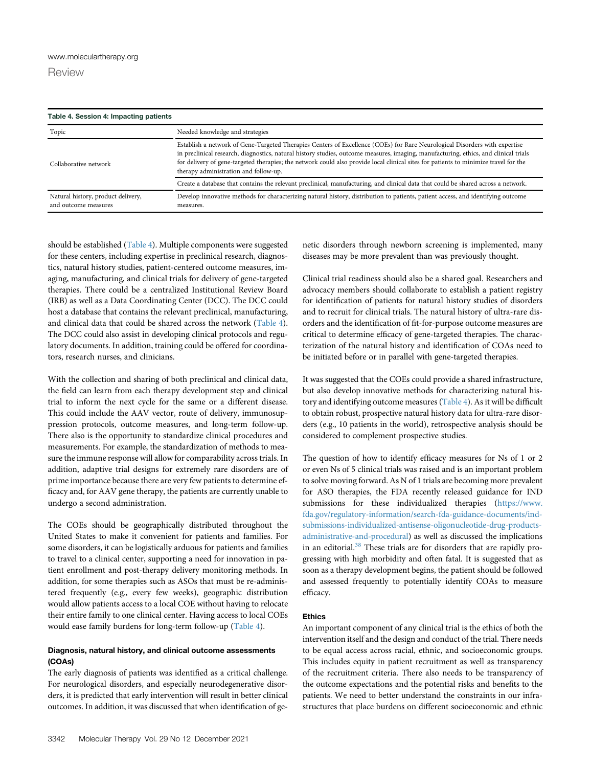Table 4. Session 4: Impacting patients

| Topic | Needed knowledge and strategies |
| --- | --- |
| Collaborative network | Establish a network of Gene-Targeted Therapies Centers of Excellence (COEs) for Rare Neurological Disorders with expertise in preclinical research, diagnostics, natural history studies, outcome measures, imaging, manufacturing, ethics, and clinical trials for delivery of gene-targeted therapies; the network could also provide local clinical sites for patients to minimize travel for the therapy administration and follow-up. |
| | Create a database that contains the relevant preclinical, manufacturing, and clinical data that could be shared across a network. |
| Natural history, product delivery, and outcome measures | Develop innovative methods for characterizing natural history, distribution to patients, patient access, and identifying outcome measures. |

should be established (Table 4). Multiple components were suggested for these centers, including expertise in preclinical research, diagnostics, natural history studies, patient-centered outcome measures, imaging, manufacturing, and clinical trials for delivery of gene-targeted therapies. There could be a centralized Institutional Review Board (IRB) as well as a Data Coordinating Center (DCC). The DCC could host a database that contains the relevant preclinical, manufacturing, and clinical data that could be shared across the network (Table 4). The DCC could also assist in developing clinical protocols and regulatory documents. In addition, training could be offered for coordinators, research nurses, and clinicians.

With the collection and sharing of both preclinical and clinical data, the field can learn from each therapy development step and clinical trial to inform the next cycle for the same or a different disease. This could include the AAV vector, route of delivery, immunosuppression protocols, outcome measures, and long-term follow-up. There also is the opportunity to standardize clinical procedures and measurements. For example, the standardization of methods to measure the immune response will allow for comparability across trials. In addition, adaptive trial designs for extremely rare disorders are of prime importance because there are very few patients to determine efficacy and, for AAV gene therapy, the patients are currently unable to undergo a second administration.

The COEs should be geographically distributed throughout the United States to make it convenient for patients and families. For some disorders, it can be logistically arduous for patients and families to travel to a clinical center, supporting a need for innovation in patient enrollment and post-therapy delivery monitoring methods. In addition, for some therapies such as ASOs that must be re-administered frequently (e.g., every few weeks), geographic distribution would allow patients access to a local COE without having to relocate their entire family to one clinical center. Having access to local COEs would ease family burdens for long-term follow-up (Table 4).

### Diagnosis, natural history, and clinical outcome assessments (COAs)

The early diagnosis of patients was identified as a critical challenge. For neurological disorders, and especially neurodegenerative disorders, it is predicted that early intervention will result in better clinical outcomes. In addition, it was discussed that when identification of genetic disorders through newborn screening is implemented, many diseases may be more prevalent than was previously thought.

Clinical trial readiness should also be a shared goal. Researchers and advocacy members should collaborate to establish a patient registry for identification of patients for natural history studies of disorders and to recruit for clinical trials. The natural history of ultra-rare disorders and the identification of fit-for-purpose outcome measures are critical to determine efficacy of gene-targeted therapies. The characterization of the natural history and identification of COAs need to be initiated before or in parallel with gene-targeted therapies.

It was suggested that the COEs could provide a shared infrastructure, but also develop innovative methods for characterizing natural history and identifying outcome measures (Table 4). As it will be difficult to obtain robust, prospective natural history data for ultra-rare disorders (e.g., 10 patients in the world), retrospective analysis should be considered to complement prospective studies.

The question of how to identify efficacy measures for Ns of 1 or 2 or even Ns of 5 clinical trials was raised and is an important problem to solve moving forward. As N of 1 trials are becoming more prevalent for ASO therapies, the FDA recently released guidance for IND submissions for these individualized therapies (https://www.fda.gov/regulatory-information/search-fda-guidance-documents/ind-submissions-individualized-antisense-oligonucleotide-drug-products-administrative-and-procedural) as well as discussed the implications in an editorial.[38] These trials are for disorders that are rapidly progressing with high morbidity and often fatal. It is suggested that as soon as a therapy development begins, the patient should be followed and assessed frequently to potentially identify COAs to measure efficacy.

### Ethics

An important component of any clinical trial is the ethics of both the intervention itself and the design and conduct of the trial. There needs to be equal access across racial, ethnic, and socioeconomic groups. This includes equity in patient recruitment as well as transparency of the recruitment criteria. There also needs to be transparency of the outcome expectations and the potential risks and benefits to the patients. We need to better understand the constraints in our infrastructures that place burdens on different socioeconomic and ethnic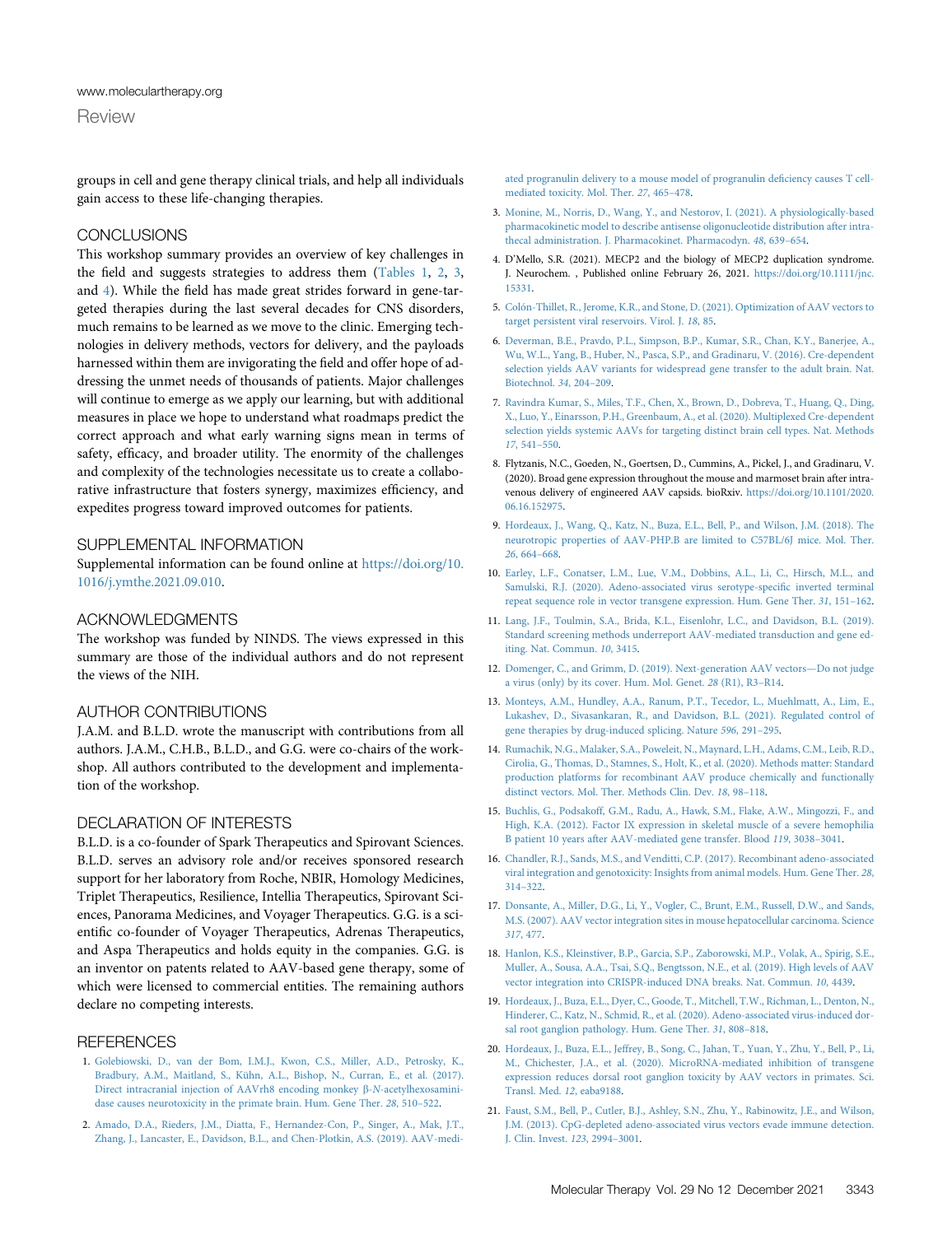groups in cell and gene therapy clinical trials, and help all individuals gain access to these life-changing therapies.

## CONCLUSIONS

This workshop summary provides an overview of key challenges in the field and suggests strategies to address them (Tables 1, 2, 3, and 4). While the field has made great strides forward in gene-targeted therapies during the last several decades for CNS disorders, much remains to be learned as we move to the clinic. Emerging technologies in delivery methods, vectors for delivery, and the payloads harnessed within them are invigorating the field and offer hope of addressing the unmet needs of thousands of patients. Major challenges will continue to emerge as we apply our learning, but with additional measures in place we hope to understand what roadmaps predict the correct approach and what early warning signs mean in terms of safety, efficacy, and broader utility. The enormity of the challenges and complexity of the technologies necessitate us to create a collaborative infrastructure that fosters synergy, maximizes efficiency, and expedites progress toward improved outcomes for patients.

## SUPPLEMENTAL INFORMATION

Supplemental information can be found online at https://doi.org/10.1016/j.ymthe.2021.09.010.

## ACKNOWLEDGMENTS

The workshop was funded by NINDS. The views expressed in this summary are those of the individual authors and do not represent the views of the NIH.

## AUTHOR CONTRIBUTIONS

J.A.M. and B.L.D. wrote the manuscript with contributions from all authors. J.A.M., C.H.B., B.L.D., and G.G. were co-chairs of the workshop. All authors contributed to the development and implementation of the workshop.

## DECLARATION OF INTERESTS

B.L.D. is a co-founder of Spark Therapeutics and Spirovant Sciences. B.L.D. serves an advisory role and/or receives sponsored research support for her laboratory from Roche, NBIR, Homology Medicines, Triplet Therapeutics, Resilience, Intellia Therapeutics, Spirovant Sciences, Panorama Medicines, and Voyager Therapeutics. G.G. is a scientific co-founder of Voyager Therapeutics, Adrenas Therapeutics, and Aspa Therapeutics and holds equity in the companies. G.G. is an inventor on patents related to AAV-based gene therapy, some of which were licensed to commercial entities. The remaining authors declare no competing interests.

## REFERENCES

1. Golebiowski, D., van der Bom, I.M.J., Kwon, C.S., Miller, A.D., Petrosky, K., Bradbury, A.M., Maitland, S., Kühn, A.L., Bishop, N., Curran, E., et al. (2017). Direct intracranial injection of AAVrh8 encoding monkey β-N-acetylhexosaminidase causes neurotoxicity in the primate brain. Hum. Gene Ther. 28, 510–522.
2. Amado, D.A., Rieders, J.M., Diatta, F., Hernandez-Con, P., Singer, A., Mak, J.T., Zhang, J., Lancaster, E., Davidson, B.L., and Chen-Plotkin, A.S. (2019). AAV-mediated progranulin delivery to a mouse model of progranulin deficiency causes T cell-mediated toxicity. Mol. Ther. 27, 465–478.
3. Monine, M., Norris, D., Wang, Y., and Nestorov, I. (2021). A physiologically-based pharmacokinetic model to describe antisense oligonucleotide distribution after intrathecal administration. J. Pharmacokinet. Pharmacodyn. 48, 639–654.
4. D'Mello, S.R. (2021). MECP2 and the biology of MECP2 duplication syndrome. J. Neurochem. , Published online February 26, 2021. https://doi.org/10.1111/jnc.15331.
5. Colón-Thillet, R., Jerome, K.R., and Stone, D. (2021). Optimization of AAV vectors to target persistent viral reservoirs. Virol. J. 18, 85.
6. Deverman, B.E., Pravdo, P.L., Simpson, B.P., Kumar, S.R., Chan, K.Y., Banerjee, A., Wu, W.L., Yang, B., Huber, N., Pasca, S.P., and Gradinaru, V. (2016). Cre-dependent selection yields AAV variants for widespread gene transfer to the adult brain. Nat. Biotechnol. 34, 204–209.
7. Ravindra Kumar, S., Miles, T.F., Chen, X., Brown, D., Dobreva, T., Huang, Q., Ding, X., Luo, Y., Einarsson, P.H., Greenbaum, A., et al. (2020). Multiplexed Cre-dependent selection yields systemic AAVs for targeting distinct brain cell types. Nat. Methods 17, 541–550.
8. Flytzanis, N.C., Goeden, N., Goertsen, D., Cummins, A., Pickel, J., and Gradinaru, V. (2020). Broad gene expression throughout the mouse and marmoset brain after intravenous delivery of engineered AAV capsids. bioRxiv. https://doi.org/10.1101/2020.06.16.152975.
9. Hordeaux, J., Wang, Q., Katz, N., Buza, E.L., Bell, P., and Wilson, J.M. (2018). The neurotropic properties of AAV-PHP.B are limited to C57BL/6J mice. Mol. Ther. 26, 664–668.
10. Earley, L.F., Conatser, L.M., Lue, V.M., Dobbins, A.L., Li, C., Hirsch, M.L., and Samulski, R.J. (2020). Adeno-associated virus serotype-specific inverted terminal repeat sequence role in vector transgene expression. Hum. Gene Ther. 31, 151–162.
11. Lang, J.F., Toulmin, S.A., Brida, K.L., Eisenlohr, L.C., and Davidson, B.L. (2019). Standard screening methods underreport AAV-mediated transduction and gene editing. Nat. Commun. 10, 3415.
12. Domenger, C., and Grimm, D. (2019). Next-generation AAV vectors—Do not judge a virus (only) by its cover. Hum. Mol. Genet. 28 (R1), R3–R14.
13. Monteys, A.M., Hundley, A.A., Ranum, P.T., Tecedor, L., Muehlmatt, A., Lim, E., Lukashev, D., Sivasankaran, R., and Davidson, B.L. (2021). Regulated control of gene therapies by drug-induced splicing. Nature 596, 291–295.
14. Rumachik, N.G., Malaker, S.A., Poweleit, N., Maynard, L.H., Adams, C.M., Leib, R.D., Cirolia, G., Thomas, D., Stamnes, S., Holt, K., et al. (2020). Methods matter: Standard production platforms for recombinant AAV produce chemically and functionally distinct vectors. Mol. Ther. Methods Clin. Dev. 18, 98–118.
15. Buchlis, G., Podsakoff, G.M., Radu, A., Hawk, S.M., Flake, A.W., Mingozzi, F., and High, K.A. (2012). Factor IX expression in skeletal muscle of a severe hemophilia B patient 10 years after AAV-mediated gene transfer. Blood 119, 3038–3041.
16. Chandler, R.J., Sands, M.S., and Venditti, C.P. (2017). Recombinant adeno-associated viral integration and genotoxicity: Insights from animal models. Hum. Gene Ther. 28, 314–322.
17. Donsante, A., Miller, D.G., Li, Y., Vogler, C., Brunt, E.M., Russell, D.W., and Sands, M.S. (2007). AAV vector integration sites in mouse hepatocellular carcinoma. Science 317, 477.
18. Hanlon, K.S., Kleinstiver, B.P., Garcia, S.P., Zaborowski, M.P., Volak, A., Spirig, S.E., Muller, A., Sousa, A.A., Tsai, S.Q., Bengtsson, N.E., et al. (2019). High levels of AAV vector integration into CRISPR-induced DNA breaks. Nat. Commun. 10, 4439.
19. Hordeaux, J., Buza, E.L., Dyer, C., Goode, T., Mitchell, T.W., Richman, L., Denton, N., Hinderer, C., Katz, N., Schmid, R., et al. (2020). Adeno-associated virus-induced dorsal root ganglion pathology. Hum. Gene Ther. 31, 808–818.
20. Hordeaux, J., Buza, E.L., Jeffrey, B., Song, C., Jahan, T., Yuan, Y., Zhu, Y., Bell, P., Li, M., Chichester, J.A., et al. (2020). MicroRNA-mediated inhibition of transgene expression reduces dorsal root ganglion toxicity by AAV vectors in primates. Sci. Transl. Med. 12, eaba9188.
21. Faust, S.M., Bell, P., Cutler, B.J., Ashley, S.N., Zhu, Y., Rabinowitz, J.E., and Wilson, J.M. (2013). CpG-depleted adeno-associated virus vectors evade immune detection. J. Clin. Invest. 123, 2994–3001.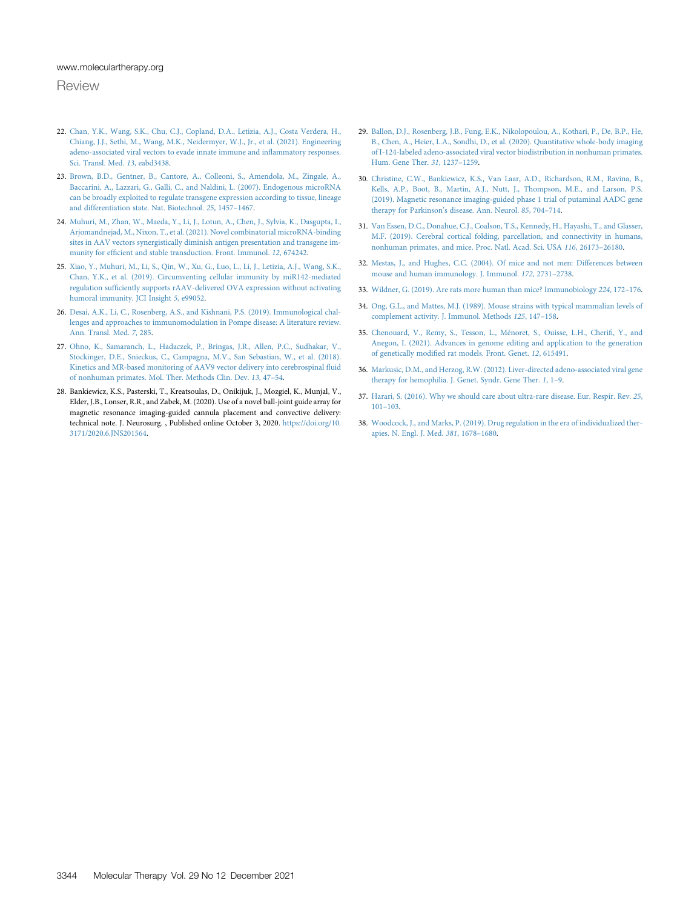22. Chan, Y.K., Wang, S.K., Chu, C.J., Copland, D.A., Letizia, A.J., Costa Verdera, H., Chiang, J.J., Sethi, M., Wang, M.K., Neidermyer, W.J., Jr., et al. (2021). Engineering adeno-associated viral vectors to evade innate immune and inflammatory responses. Sci. Transl. Med. *13*, eabd3438.

23. Brown, B.D., Gentner, B., Cantore, A., Colleoni, S., Amendola, M., Zingale, A., Baccarini, A., Lazzari, G., Galli, C., and Naldini, L. (2007). Endogenous microRNA can be broadly exploited to regulate transgene expression according to tissue, lineage and differentiation state. Nat. Biotechnol. *25*, 1457–1467.

24. Muhuri, M., Zhan, W., Maeda, Y., Li, J., Lotun, A., Chen, J., Sylvia, K., Dasgupta, I., Arjomandnejad, M., Nixon, T., et al. (2021). Novel combinatorial microRNA-binding sites in AAV vectors synergistically diminish antigen presentation and transgene immunity for efficient and stable transduction. Front. Immunol. *12*, 674242.

25. Xiao, Y., Muhuri, M., Li, S., Qin, W., Xu, G., Luo, L., Li, J., Letizia, A.J., Wang, S.K., Chan, Y.K., et al. (2019). Circumventing cellular immunity by miR142-mediated regulation sufficiently supports rAAV-delivered OVA expression without activating humoral immunity. JCI Insight *5*, e99052.

26. Desai, A.K., Li, C., Rosenberg, A.S., and Kishnani, P.S. (2019). Immunological challenges and approaches to immunomodulation in Pompe disease: A literature review. Ann. Transl. Med. *7*, 285.

27. Ohno, K., Samaranch, L., Hadaczek, P., Bringas, J.R., Allen, P.C., Sudhakar, V., Stockinger, D.E., Snieckus, C., Campagna, M.V., San Sebastian, W., et al. (2018). Kinetics and MR-based monitoring of AAV9 vector delivery into cerebrospinal fluid of nonhuman primates. Mol. Ther. Methods Clin. Dev. *13*, 47–54.

28. Bankiewicz, K.S., Pasterski, T., Kreatsoulas, D., Onikijuk, J., Mozgiel, K., Munjal, V., Elder, J.B., Lonser, R.R., and Zabek, M. (2020). Use of a novel ball-joint guide array for magnetic resonance imaging-guided cannula placement and convective delivery: technical note. J. Neurosurg. , Published online October 3, 2020. https://doi.org/10.3171/2020.6.JNS201564.

29. Ballon, D.J., Rosenberg, J.B., Fung, E.K., Nikolopoulou, A., Kothari, P., De, B.P., He, B., Chen, A., Heier, L.A., Sondhi, D., et al. (2020). Quantitative whole-body imaging of I-124-labeled adeno-associated viral vector biodistribution in nonhuman primates. Hum. Gene Ther. *31*, 1237–1259.

30. Christine, C.W., Bankiewicz, K.S., Van Laar, A.D., Richardson, R.M., Ravina, B., Kells, A.P., Boot, B., Martin, A.J., Nutt, J., Thompson, M.E., and Larson, P.S. (2019). Magnetic resonance imaging-guided phase 1 trial of putaminal AADC gene therapy for Parkinson's disease. Ann. Neurol. *85*, 704–714.

31. Van Essen, D.C., Donahue, C.J., Coalson, T.S., Kennedy, H., Hayashi, T., and Glasser, M.F. (2019). Cerebral cortical folding, parcellation, and connectivity in humans, nonhuman primates, and mice. Proc. Natl. Acad. Sci. USA *116*, 26173–26180.

32. Mestas, J., and Hughes, C.C. (2004). Of mice and not men: Differences between mouse and human immunology. J. Immunol. *172*, 2731–2738.

33. Wildner, G. (2019). Are rats more human than mice? Immunobiology *224*, 172–176.

34. Ong, G.L., and Mattes, M.J. (1989). Mouse strains with typical mammalian levels of complement activity. J. Immunol. Methods *125*, 147–158.

35. Chenouard, V., Remy, S., Tesson, L., Ménoret, S., Ouisse, L.H., Cherifi, Y., and Anegon, I. (2021). Advances in genome editing and application to the generation of genetically modified rat models. Front. Genet. *12*, 615491.

36. Markusic, D.M., and Herzog, R.W. (2012). Liver-directed adeno-associated viral gene therapy for hemophilia. J. Genet. Syndr. Gene Ther. *1*, 1–9.

37. Harari, S. (2016). Why we should care about ultra-rare disease. Eur. Respir. Rev. *25*, 101–103.

38. Woodcock, J., and Marks, P. (2019). Drug regulation in the era of individualized therapies. N. Engl. J. Med. *381*, 1678–1680.